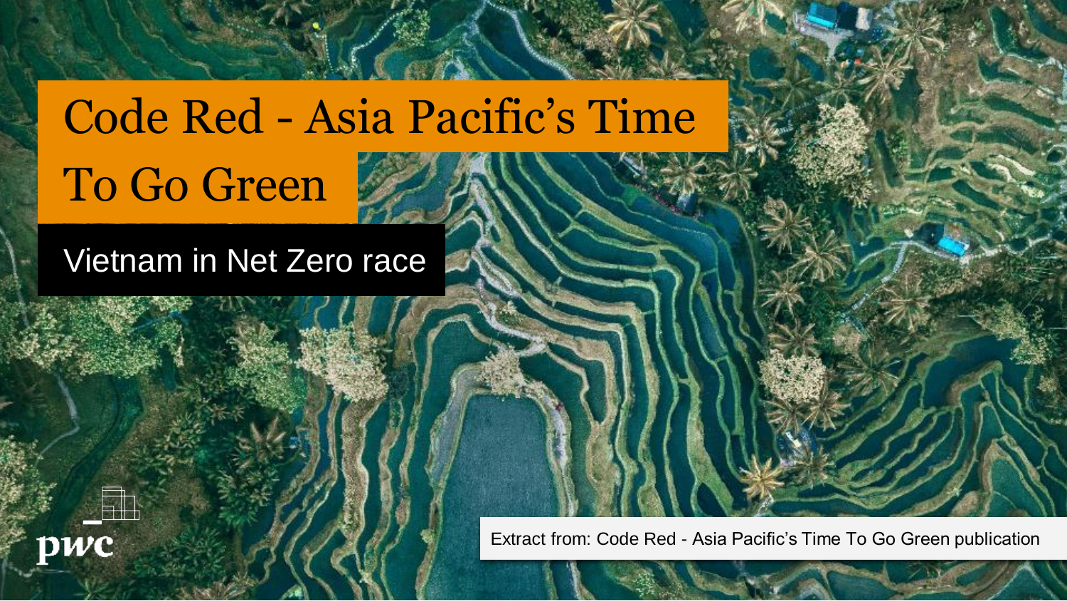# Code Red - Asia Pacific's Time To Go Green

## Vietnam in Net Zero race

Extract from: Code Red - Asia Pacific's Time To Go Green publication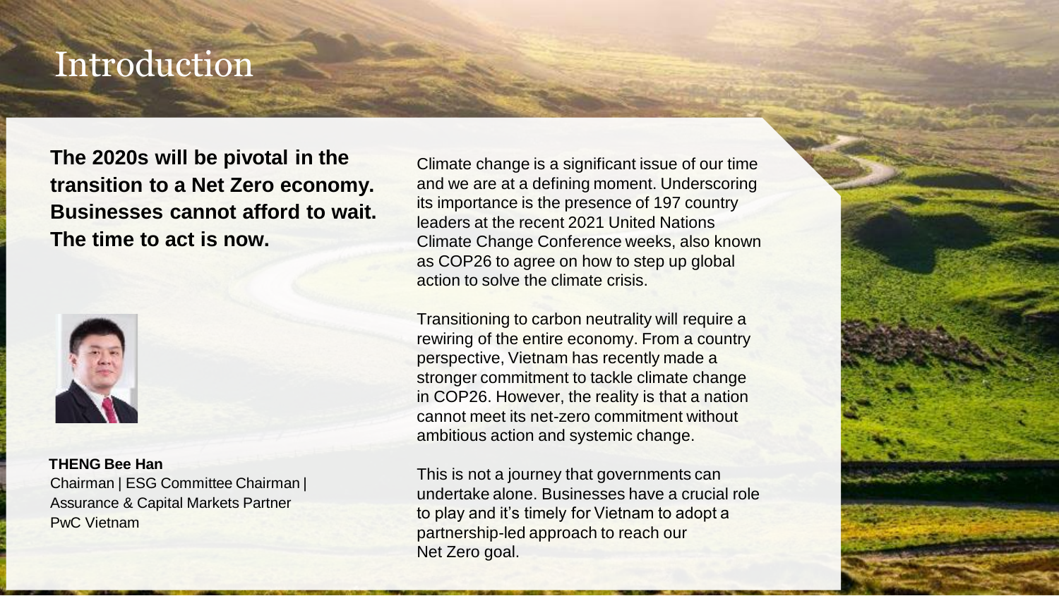# Introduction

**The 2020s will be pivotal in the transition to a Net Zero economy. Businesses cannot afford to wait. The time to act is now.**

**THENG Bee Han**
Chairman | ESG Committee Chairman | Assurance & Capital Markets Partner
PwC Vietnam

Climate change is a significant issue of our time and we are at a defining moment. Underscoring its importance is the presence of 197 country leaders at the recent 2021 United Nations Climate Change Conference weeks, also known as COP26 to agree on how to step up global action to solve the climate crisis.

Transitioning to carbon neutrality will require a rewiring of the entire economy. From a country perspective, Vietnam has recently made a stronger commitment to tackle climate change in COP26. However, the reality is that a nation cannot meet its net-zero commitment without ambitious action and systemic change.

This is not a journey that governments can undertake alone. Businesses have a crucial role to play and it's timely for Vietnam to adopt a partnership-led approach to reach our Net Zero goal.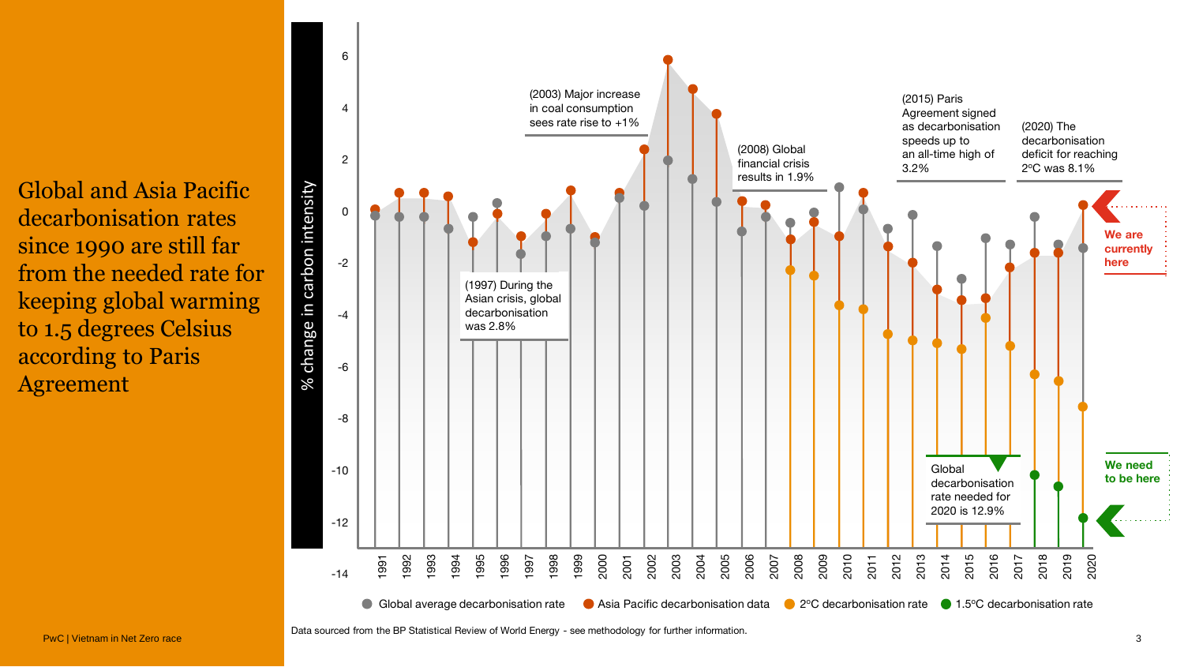# Global and Asia Pacific decarbonisation rates since 1990 are still far from the needed rate for keeping global warming to 1.5 degrees Celsius according to Paris Agreement

% change in carbon intensity

(1997) During the Asian crisis, global decarbonisation was 2.8%

(2003) Major increase in coal consumption sees rate rise to +1%

(2008) Global financial crisis results in 1.9%

(2015) Paris Agreement signed as decarbonisation speeds up to an all-time high of 3.2%

(2020) The decarbonisation deficit for reaching 2°C was 8.1%

Global decarbonisation rate needed for 2020 is 12.9%

**We are currently here**

**We need to be here**

● Global average decarbonisation rate ● Asia Pacific decarbonisation data ● 2°C decarbonisation rate ● 1.5°C decarbonisation rate

Data sourced from the BP Statistical Review of World Energy - see methodology for further information.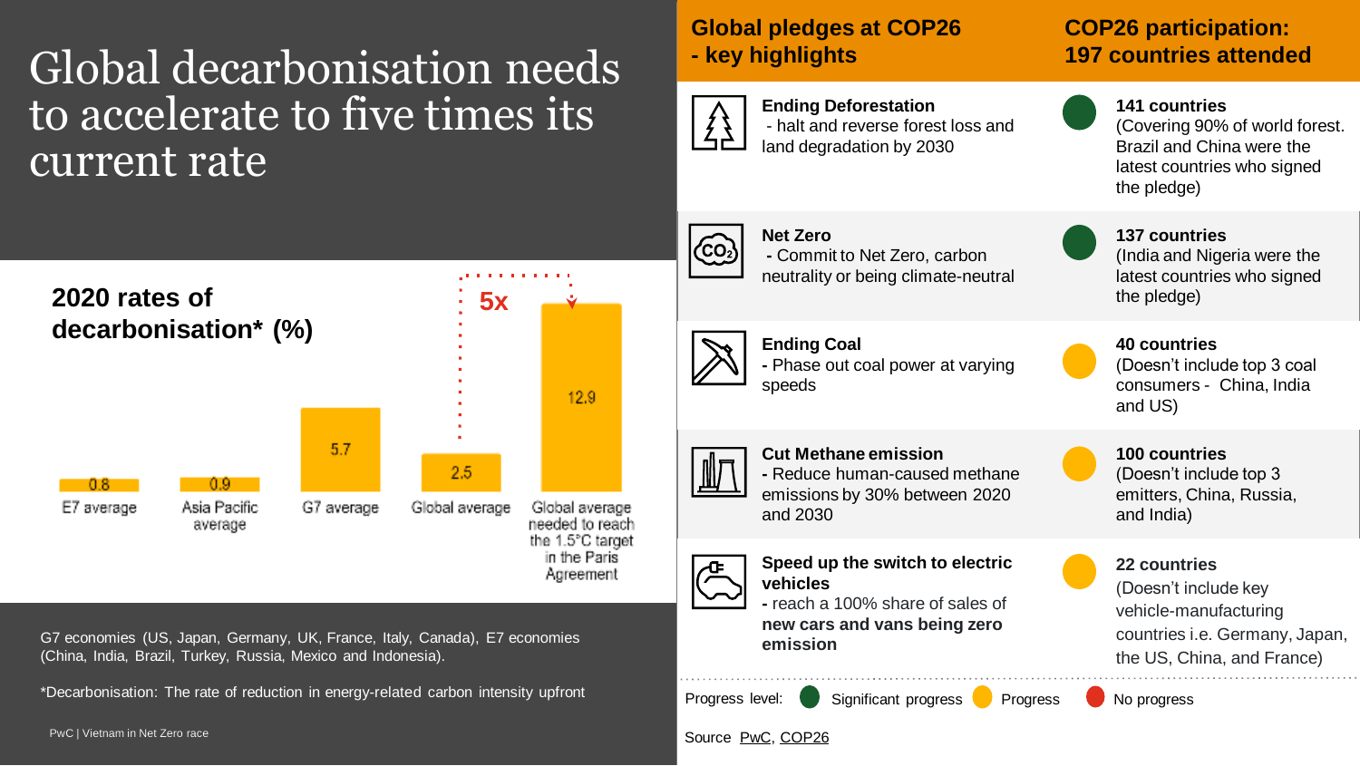# Global decarbonisation needs to accelerate to five times its current rate

## 2020 rates of decarbonisation* (%)

| | Rate (%) |
|---|---|
| E7 average | 0.8 |
| Asia Pacific average | 0.9 |
| G7 average | 5.7 |
| Global average | 2.5 |
| Global average needed to reach the 1.5°C target in the Paris Agreement | 12.9 |

5x

G7 economies (US, Japan, Germany, UK, France, Italy, Canada), E7 economies (China, India, Brazil, Turkey, Russia, Mexico and Indonesia).

*Decarbonisation: The rate of reduction in energy-related carbon intensity upfront

| Global pledges at COP26 - key highlights | COP26 participation: 197 countries attended | Progress level |
|---|---|---|
| **Ending Deforestation** - halt and reverse forest loss and land degradation by 2030 | **141 countries** (Covering 90% of world forest. Brazil and China were the latest countries who signed the pledge) | Significant progress |
| **Net Zero** - Commit to Net Zero, carbon neutrality or being climate-neutral | **137 countries** (India and Nigeria were the latest countries who signed the pledge) | Significant progress |
| **Ending Coal** - Phase out coal power at varying speeds | **40 countries** (Doesn't include top 3 coal consumers - China, India and US) | Progress |
| **Cut Methane emission** - Reduce human-caused methane emissions by 30% between 2020 and 2030 | **100 countries** (Doesn't include top 3 emitters, China, Russia, and India) | Progress |
| **Speed up the switch to electric vehicles** - reach a 100% share of sales of **new cars and vans being zero emission** | **22 countries** (Doesn't include key vehicle-manufacturing countries i.e. Germany, Japan, the US, China, and France) | Progress |

Progress level: Significant progress | Progress | No progress

Source PwC, COP26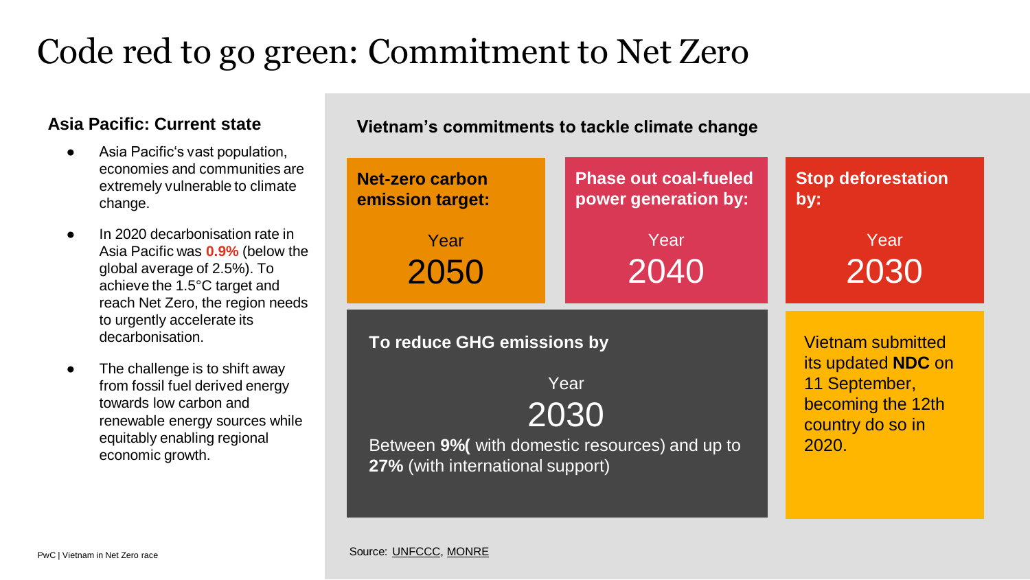# Code red to go green: Commitment to Net Zero

## Asia Pacific: Current state

- Asia Pacific's vast population, economies and communities are extremely vulnerable to climate change.
- In 2020 decarbonisation rate in Asia Pacific was **0.9%** (below the global average of 2.5%). To achieve the 1.5°C target and reach Net Zero, the region needs to urgently accelerate its decarbonisation.
- The challenge is to shift away from fossil fuel derived energy towards low carbon and renewable energy sources while equitably enabling regional economic growth.

## Vietnam's commitments to tackle climate change

**Net-zero carbon emission target:**

Year
2050

**Phase out coal-fueled power generation by:**

Year
2040

**Stop deforestation by:**

Year
2030

**To reduce GHG emissions by**

Year
2030

Between **9%(** with domestic resources) and up to **27%** (with international support)

Vietnam submitted its updated **NDC** on 11 September, becoming the 12th country do so in 2020.

Source: UNFCCC, MONRE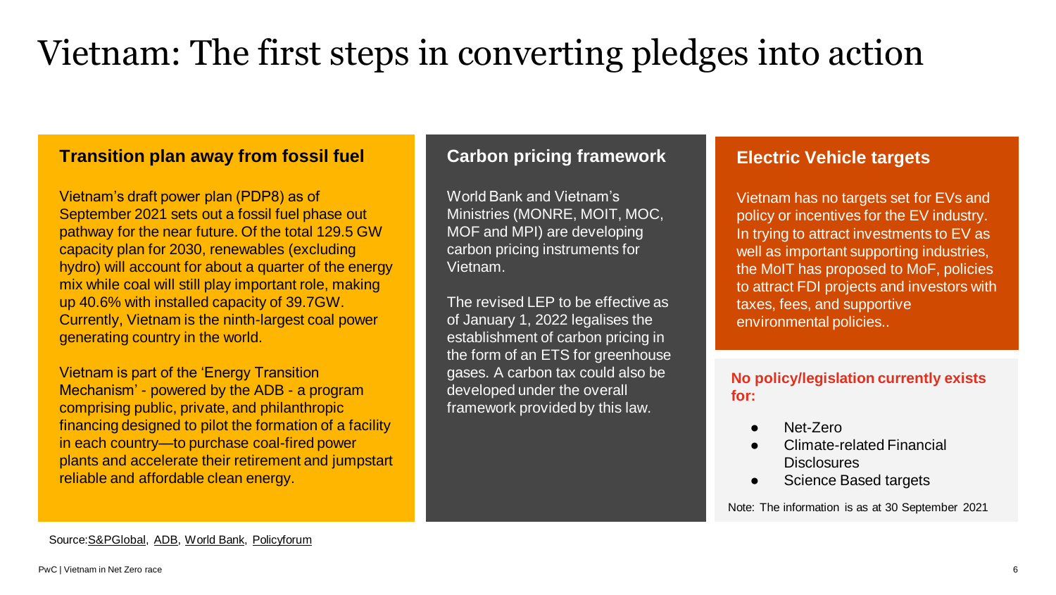# Vietnam: The first steps in converting pledges into action

## Transition plan away from fossil fuel

Vietnam's draft power plan (PDP8) as of September 2021 sets out a fossil fuel phase out pathway for the near future. Of the total 129.5 GW capacity plan for 2030, renewables (excluding hydro) will account for about a quarter of the energy mix while coal will still play important role, making up 40.6% with installed capacity of 39.7GW. Currently, Vietnam is the ninth-largest coal power generating country in the world.

Vietnam is part of the 'Energy Transition Mechanism' - powered by the ADB - a program comprising public, private, and philanthropic financing designed to pilot the formation of a facility in each country—to purchase coal-fired power plants and accelerate their retirement and jumpstart reliable and affordable clean energy.

## Carbon pricing framework

World Bank and Vietnam's Ministries (MONRE, MOIT, MOC, MOF and MPI) are developing carbon pricing instruments for Vietnam.

The revised LEP to be effective as of January 1, 2022 legalises the establishment of carbon pricing in the form of an ETS for greenhouse gases. A carbon tax could also be developed under the overall framework provided by this law.

## Electric Vehicle targets

Vietnam has no targets set for EVs and policy or incentives for the EV industry. In trying to attract investments to EV as well as important supporting industries, the MoIT has proposed to MoF, policies to attract FDI projects and investors with taxes, fees, and supportive environmental policies..

**No policy/legislation currently exists for:**

- Net-Zero
- Climate-related Financial Disclosures
- Science Based targets

Note: The information is as at 30 September 2021

Source: S&PGlobal, ADB, World Bank, Policyforum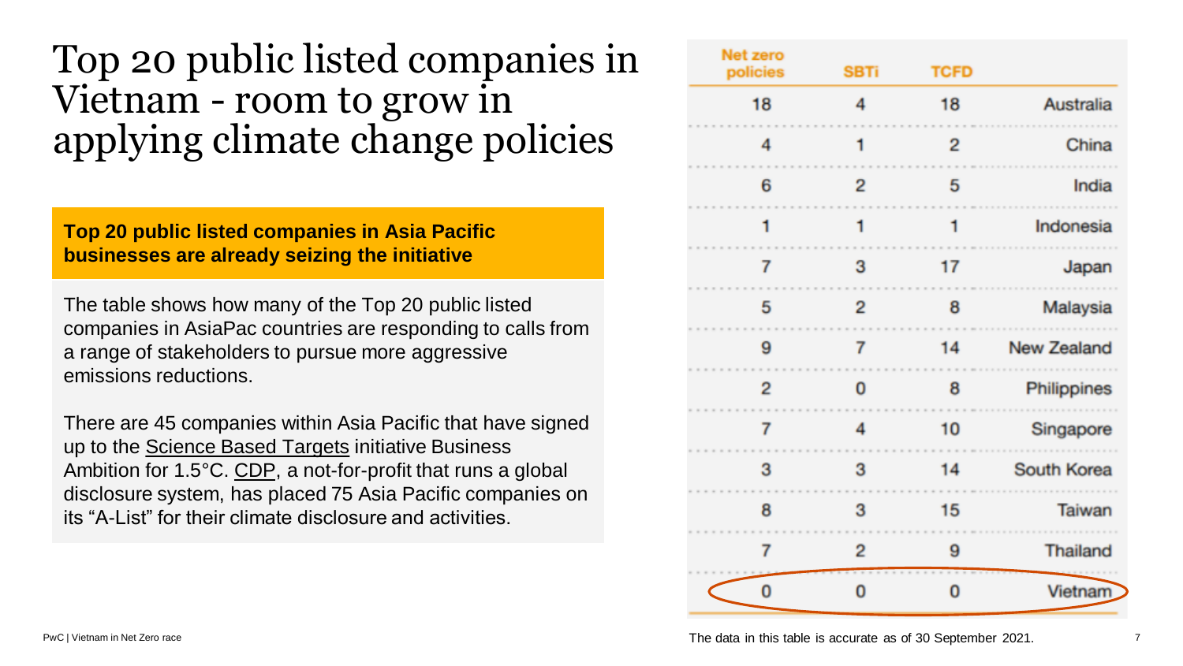# Top 20 public listed companies in Vietnam - room to grow in applying climate change policies

**Top 20 public listed companies in Asia Pacific businesses are already seizing the initiative**

The table shows how many of the Top 20 public listed companies in AsiaPac countries are responding to calls from a range of stakeholders to pursue more aggressive emissions reductions.

There are 45 companies within Asia Pacific that have signed up to the Science Based Targets initiative Business Ambition for 1.5°C. CDP, a not-for-profit that runs a global disclosure system, has placed 75 Asia Pacific companies on its "A-List" for their climate disclosure and activities.

| Net zero policies | SBTi | TCFD | |
|---|---|---|---|
| 18 | 4 | 18 | Australia |
| 4 | 1 | 2 | China |
| 6 | 2 | 5 | India |
| 1 | 1 | 1 | Indonesia |
| 7 | 3 | 17 | Japan |
| 5 | 2 | 8 | Malaysia |
| 9 | 7 | 14 | New Zealand |
| 2 | 0 | 8 | Philippines |
| 7 | 4 | 10 | Singapore |
| 3 | 3 | 14 | South Korea |
| 8 | 3 | 15 | Taiwan |
| 7 | 2 | 9 | Thailand |
| 0 | 0 | 0 | Vietnam |

The data in this table is accurate as of 30 September 2021.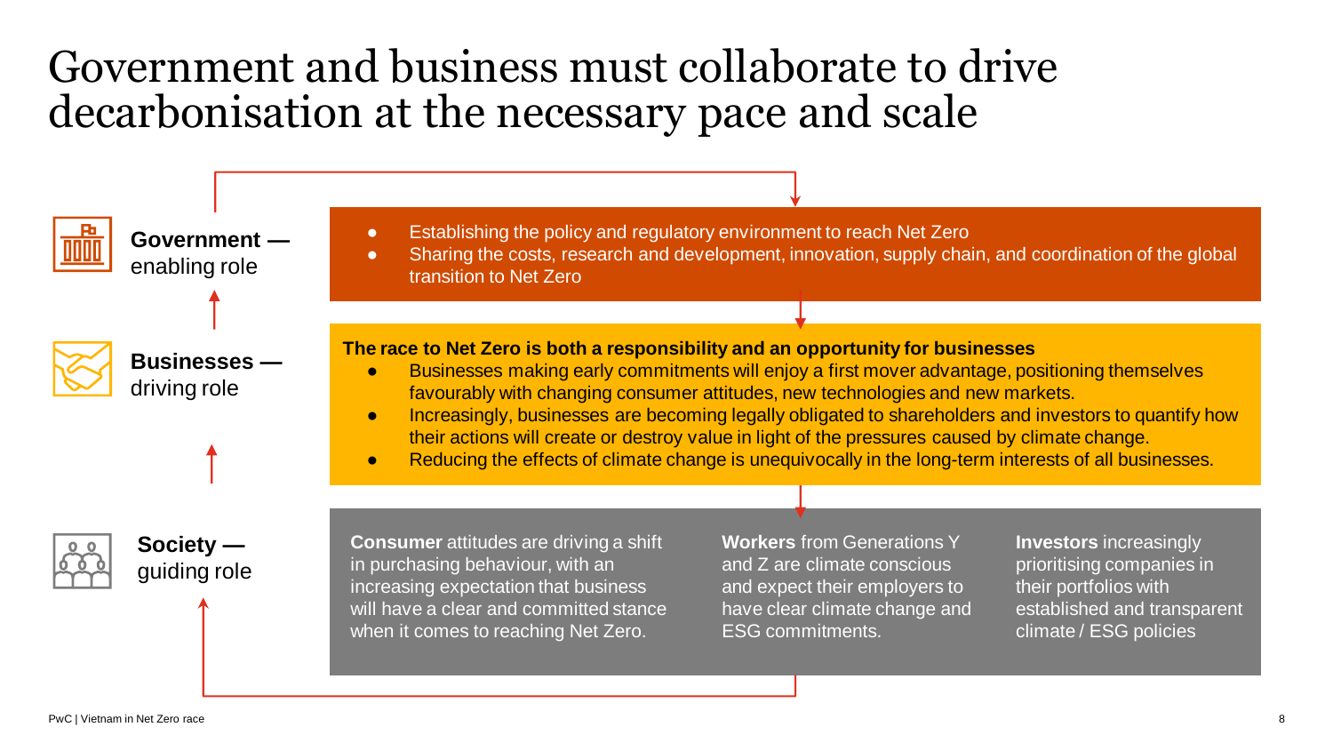# Government and business must collaborate to drive decarbonisation at the necessary pace and scale

**Government —** enabling role

- Establishing the policy and regulatory environment to reach Net Zero
- Sharing the costs, research and development, innovation, supply chain, and coordination of the global transition to Net Zero

**Businesses —** driving role

**The race to Net Zero is both a responsibility and an opportunity for businesses**

- Businesses making early commitments will enjoy a first mover advantage, positioning themselves favourably with changing consumer attitudes, new technologies and new markets.
- Increasingly, businesses are becoming legally obligated to shareholders and investors to quantify how their actions will create or destroy value in light of the pressures caused by climate change.
- Reducing the effects of climate change is unequivocally in the long-term interests of all businesses.

**Society —** guiding role

**Consumer** attitudes are driving a shift in purchasing behaviour, with an increasing expectation that business will have a clear and committed stance when it comes to reaching Net Zero.

**Workers** from Generations Y and Z are climate conscious and expect their employers to have clear climate change and ESG commitments.

**Investors** increasingly prioritising companies in their portfolios with established and transparent climate / ESG policies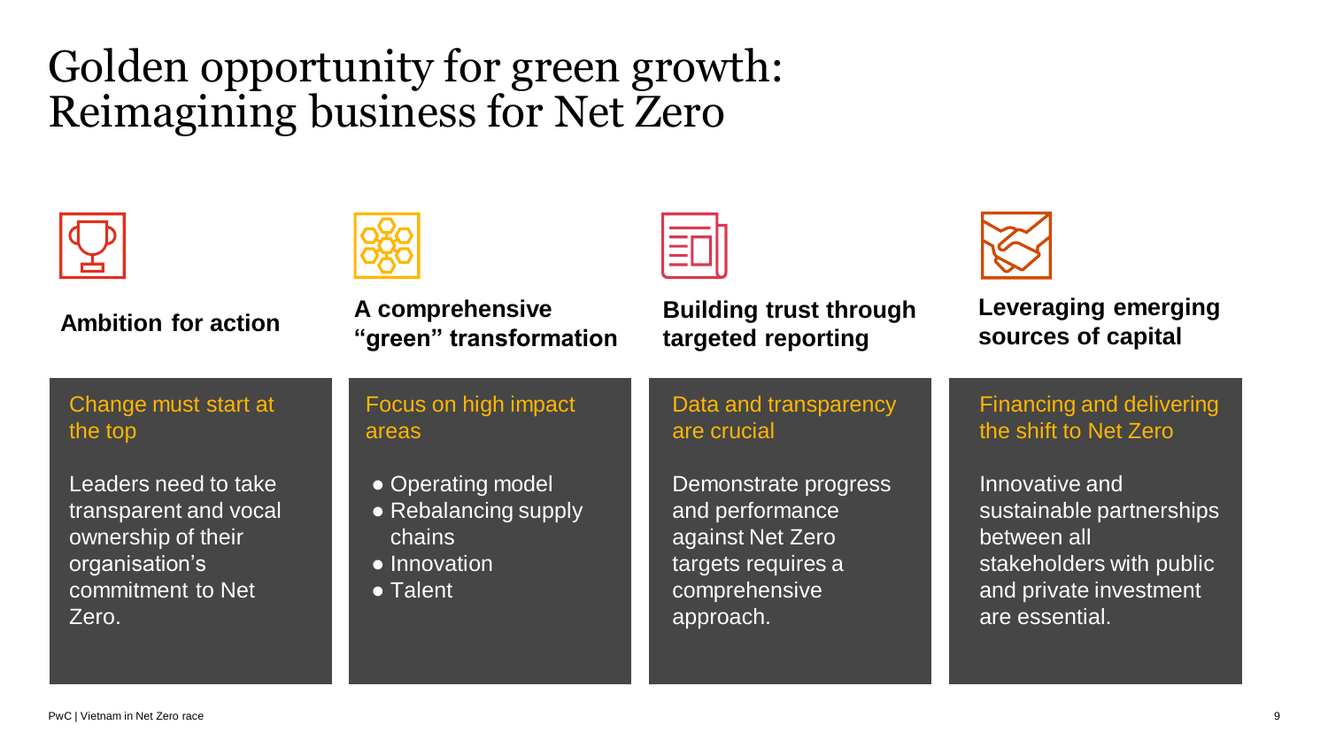# Golden opportunity for green growth: Reimagining business for Net Zero

### Ambition for action

**Change must start at the top**

Leaders need to take transparent and vocal ownership of their organisation's commitment to Net Zero.

### A comprehensive "green" transformation

**Focus on high impact areas**

- Operating model
- Rebalancing supply chains
- Innovation
- Talent

### Building trust through targeted reporting

**Data and transparency are crucial**

Demonstrate progress and performance against Net Zero targets requires a comprehensive approach.

### Leveraging emerging sources of capital

**Financing and delivering the shift to Net Zero**

Innovative and sustainable partnerships between all stakeholders with public and private investment are essential.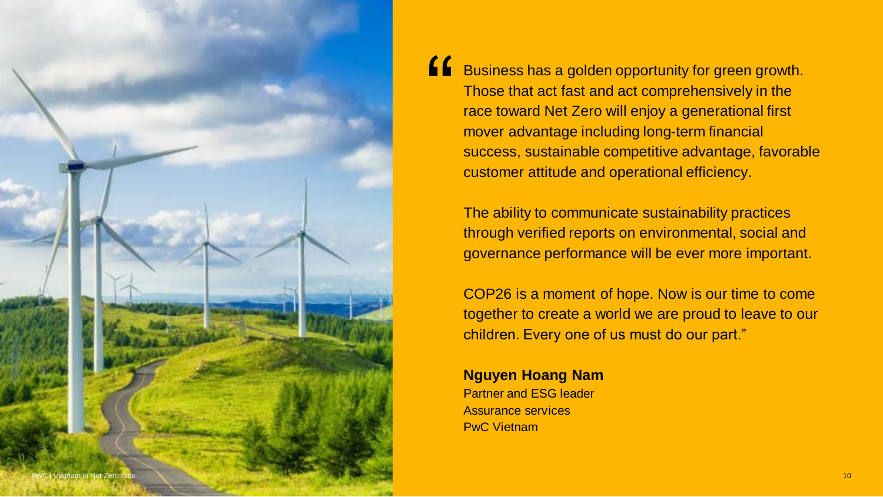"Business has a golden opportunity for green growth. Those that act fast and act comprehensively in the race toward Net Zero will enjoy a generational first mover advantage including long-term financial success, sustainable competitive advantage, favorable customer attitude and operational efficiency.

The ability to communicate sustainability practices through verified reports on environmental, social and governance performance will be ever more important.

COP26 is a moment of hope. Now is our time to come together to create a world we are proud to leave to our children. Every one of us must do our part."

**Nguyen Hoang Nam**
Partner and ESG leader
Assurance services
PwC Vietnam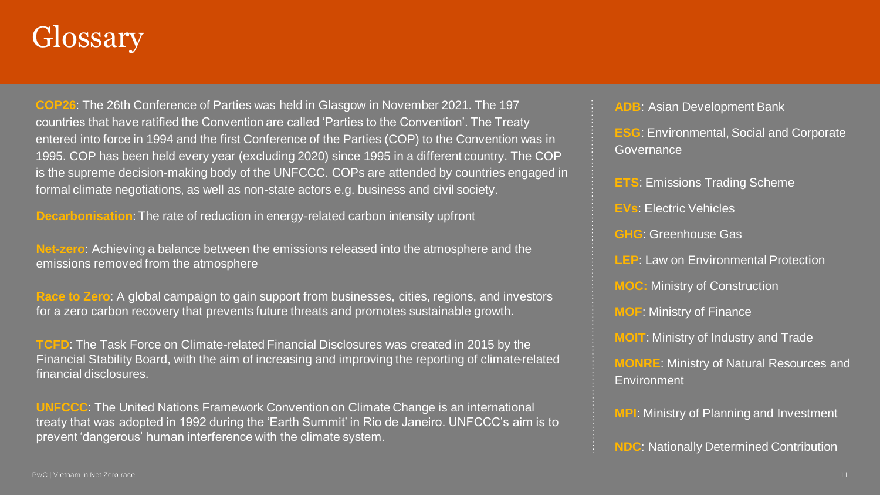# Glossary

**COP26**: The 26th Conference of Parties was held in Glasgow in November 2021. The 197 countries that have ratified the Convention are called 'Parties to the Convention'. The Treaty entered into force in 1994 and the first Conference of the Parties (COP) to the Convention was in 1995. COP has been held every year (excluding 2020) since 1995 in a different country. The COP is the supreme decision-making body of the UNFCCC. COPs are attended by countries engaged in formal climate negotiations, as well as non-state actors e.g. business and civil society.

**Decarbonisation**: The rate of reduction in energy-related carbon intensity upfront

**Net-zero**: Achieving a balance between the emissions released into the atmosphere and the emissions removed from the atmosphere

**Race to Zero**: A global campaign to gain support from businesses, cities, regions, and investors for a zero carbon recovery that prevents future threats and promotes sustainable growth.

**TCFD**: The Task Force on Climate-related Financial Disclosures was created in 2015 by the Financial Stability Board, with the aim of increasing and improving the reporting of climate-related financial disclosures.

**UNFCCC**: The United Nations Framework Convention on Climate Change is an international treaty that was adopted in 1992 during the 'Earth Summit' in Rio de Janeiro. UNFCCC's aim is to prevent 'dangerous' human interference with the climate system.

**ADB**: Asian Development Bank

**ESG**: Environmental, Social and Corporate Governance

**ETS**: Emissions Trading Scheme

**EVs**: Electric Vehicles

**GHG**: Greenhouse Gas

**LEP**: Law on Environmental Protection

**MOC:** Ministry of Construction

**MOF**: Ministry of Finance

**MOIT**: Ministry of Industry and Trade

**MONRE**: Ministry of Natural Resources and Environment

**MPI**: Ministry of Planning and Investment

**NDC**: Nationally Determined Contribution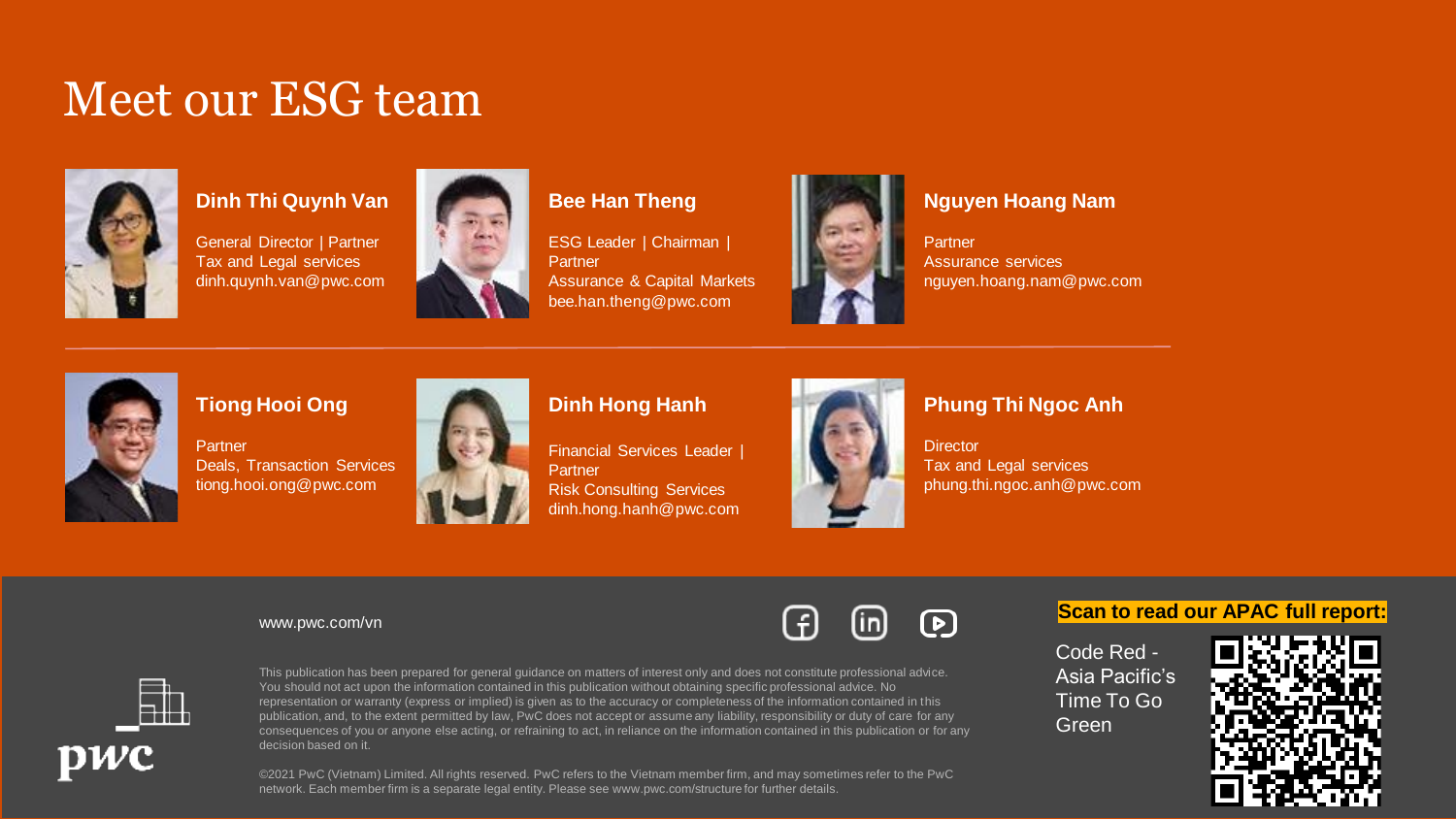# Meet our ESG team

**Dinh Thi Quynh Van**

General Director | Partner
Tax and Legal services
dinh.quynh.van@pwc.com

**Bee Han Theng**

ESG Leader | Chairman | Partner
Assurance & Capital Markets
bee.han.theng@pwc.com

**Nguyen Hoang Nam**

Partner
Assurance services
nguyen.hoang.nam@pwc.com

**Tiong Hooi Ong**

Partner
Deals, Transaction Services
tiong.hooi.ong@pwc.com

**Dinh Hong Hanh**

Financial Services Leader | Partner
Risk Consulting Services
dinh.hong.hanh@pwc.com

**Phung Thi Ngoc Anh**

Director
Tax and Legal services
phung.thi.ngoc.anh@pwc.com

www.pwc.com/vn

**Scan to read our APAC full report:**

Code Red - Asia Pacific's Time To Go Green

This publication has been prepared for general guidance on matters of interest only and does not constitute professional advice. You should not act upon the information contained in this publication without obtaining specific professional advice. No representation or warranty (express or implied) is given as to the accuracy or completeness of the information contained in this publication, and, to the extent permitted by law, PwC does not accept or assume any liability, responsibility or duty of care for any consequences of you or anyone else acting, or refraining to act, in reliance on the information contained in this publication or for any decision based on it.

©2021 PwC (Vietnam) Limited. All rights reserved. PwC refers to the Vietnam member firm, and may sometimes refer to the PwC network. Each member firm is a separate legal entity. Please see www.pwc.com/structure for further details.